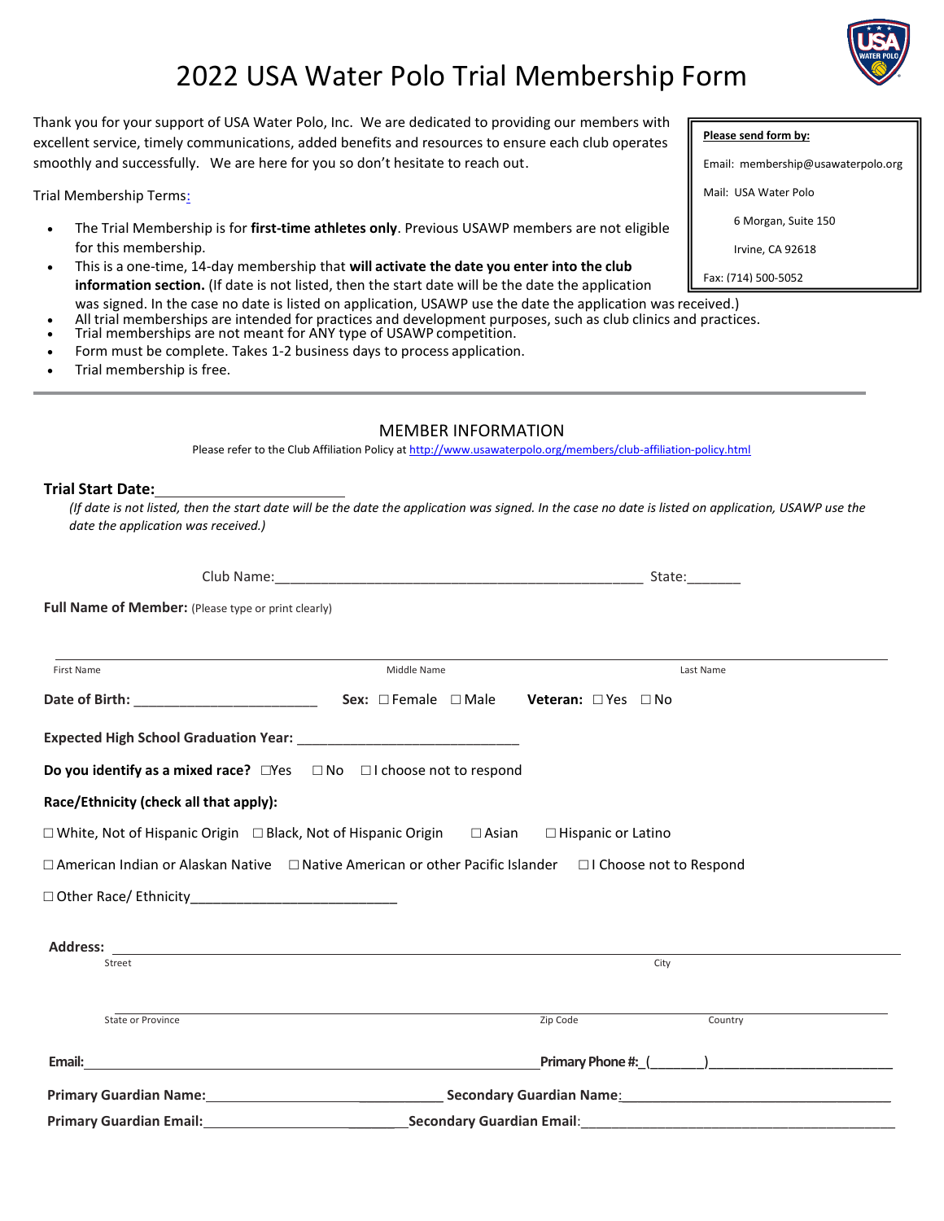# 2022 USA Water Polo Trial Membership Form

Thank you for your support of USA Water Polo, Inc. We are dedicated to providing our members with excellent service, timely communications, added benefits and resources to ensure each club operates smoothly and successfully. We are here for you so don't hesitate to reach out.

**Please send form by:**

Email: membership@usawaterpolo.org

Mail: USA Water Polo
6 Morgan, Suite 150
Irvine, CA 92618

Fax: (714) 500-5052

Trial Membership Terms:

- The Trial Membership is for **first-time athletes only**. Previous USAWP members are not eligible for this membership.
- This is a one-time, 14-day membership that **will activate the date you enter into the club information section.** (If date is not listed, then the start date will be the date the application was signed. In the case no date is listed on application, USAWP use the date the application was received.)
- All trial memberships are intended for practices and development purposes, such as club clinics and practices.
- Trial memberships are not meant for ANY type of USAWP competition.
- Form must be complete. Takes 1-2 business days to process application.
- Trial membership is free.

---

## MEMBER INFORMATION

Please refer to the Club Affiliation Policy at http://www.usawaterpolo.org/members/club-affiliation-policy.html

**Trial Start Date:**\_\_\_\_\_\_\_\_\_\_\_\_\_\_\_\_\_\_\_\_\_\_\_\_

*(If date is not listed, then the start date will be the date the application was signed. In the case no date is listed on application, USAWP use the date the application was received.)*

Club Name:\_\_\_\_\_\_\_\_\_\_\_\_\_\_\_\_\_\_\_\_\_\_\_\_\_\_\_\_\_\_\_\_\_\_\_\_\_\_\_\_\_\_\_\_\_\_\_\_ State:\_\_\_\_\_\_\_

**Full Name of Member:** (Please type or print clearly)

\_\_\_\_\_\_\_\_\_\_\_\_\_\_\_\_\_\_\_\_\_\_\_\_\_\_\_\_\_\_\_\_\_\_\_\_\_\_\_\_\_\_\_\_\_\_\_\_\_\_\_\_\_\_\_\_\_\_\_\_\_\_\_\_\_\_\_\_\_\_

First Name | Middle Name | Last Name

**Date of Birth:** \_\_\_\_\_\_\_\_\_\_\_\_\_\_\_\_\_\_\_\_\_\_\_\_ **Sex:** ☐ Female ☐ Male **Veteran:** ☐ Yes ☐ No

**Expected High School Graduation Year:** \_\_\_\_\_\_\_\_\_\_\_\_\_\_\_\_\_\_\_\_\_\_\_\_\_\_\_\_\_\_

**Do you identify as a mixed race?** ☐Yes ☐ No ☐ I choose not to respond

**Race/Ethnicity (check all that apply):**

☐ White, Not of Hispanic Origin ☐ Black, Not of Hispanic Origin ☐ Asian ☐ Hispanic or Latino

☐ American Indian or Alaskan Native ☐ Native American or other Pacific Islander ☐ I Choose not to Respond

☐ Other Race/ Ethnicity\_\_\_\_\_\_\_\_\_\_\_\_\_\_\_\_\_\_\_\_\_\_\_\_\_\_\_

**Address:** \_\_\_\_\_\_\_\_\_\_\_\_\_\_\_\_\_\_\_\_\_\_\_\_\_\_\_\_\_\_\_\_\_\_\_\_\_\_\_\_\_\_\_\_\_\_\_\_\_\_\_\_\_\_\_\_\_\_\_\_\_\_\_\_

Street | City

\_\_\_\_\_\_\_\_\_\_\_\_\_\_\_\_\_\_\_\_\_\_\_\_\_\_\_\_\_\_\_\_\_\_\_\_\_\_\_\_\_\_\_\_\_\_\_\_\_\_\_\_\_\_\_\_\_\_\_\_\_\_\_\_\_\_\_\_\_\_

State or Province | Zip Code | Country

**Email:**\_\_\_\_\_\_\_\_\_\_\_\_\_\_\_\_\_\_\_\_\_\_\_\_\_\_\_\_\_\_\_\_\_\_\_\_\_\_\_\_\_\_\_\_\_\_\_\_\_\_ **Primary Phone #:**\_(\_\_\_\_\_\_\_)\_\_\_\_\_\_\_\_\_\_\_\_\_\_\_\_\_\_\_\_\_\_\_\_\_\_

**Primary Guardian Name:**\_\_\_\_\_\_\_\_\_\_\_\_\_\_\_\_\_\_\_\_\_\_\_\_\_\_\_\_\_\_\_\_ **Secondary Guardian Name:**\_\_\_\_\_\_\_\_\_\_\_\_\_\_\_\_\_\_\_\_\_\_\_\_\_\_\_\_\_\_\_\_\_\_\_\_

**Primary Guardian Email:**\_\_\_\_\_\_\_\_\_\_\_\_\_\_\_\_\_\_\_\_\_\_\_\_\_\_\_\_\_\_\_\_ **Secondary Guardian Email:**\_\_\_\_\_\_\_\_\_\_\_\_\_\_\_\_\_\_\_\_\_\_\_\_\_\_\_\_\_\_\_\_\_\_\_\_\_\_\_\_\_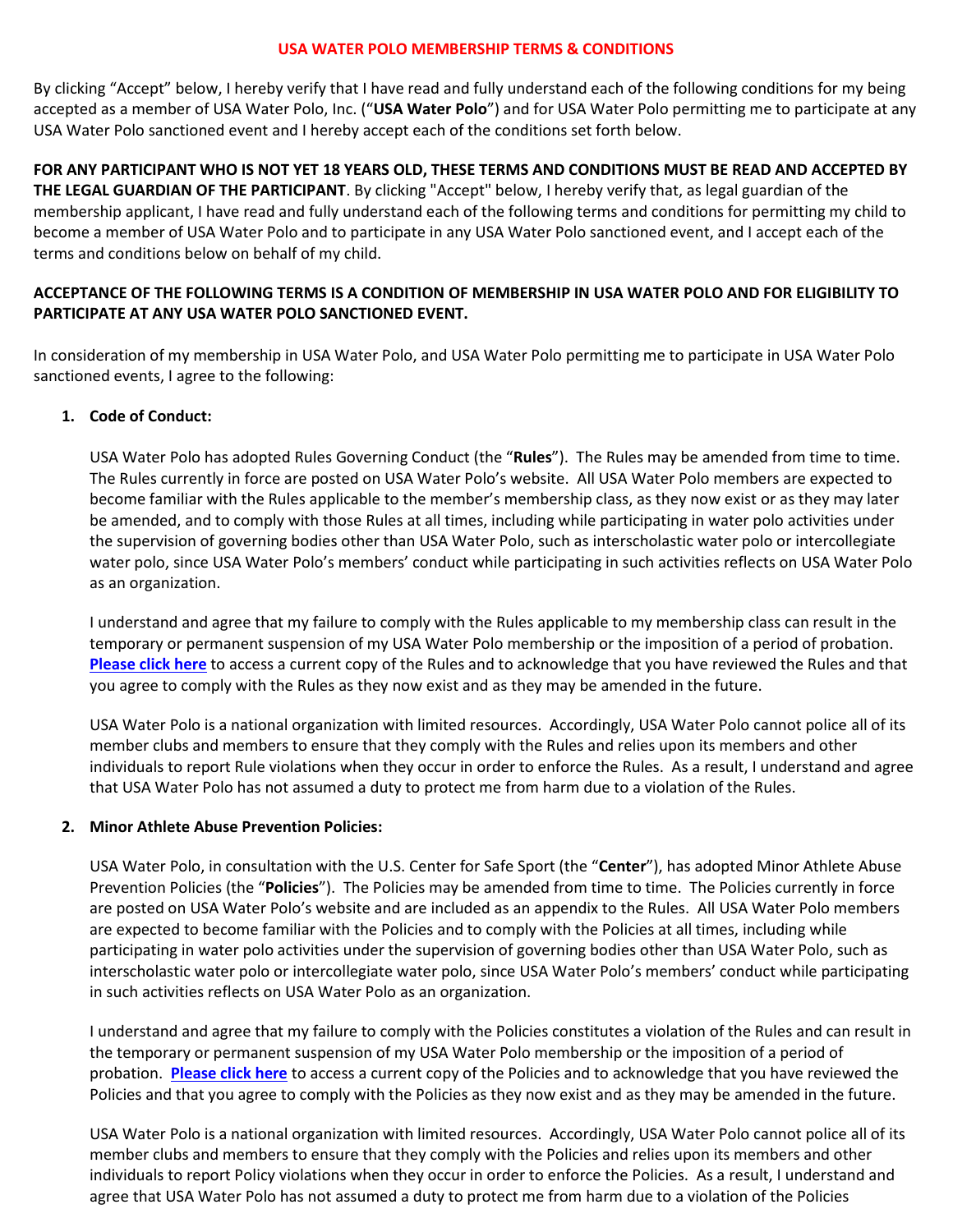# USA WATER POLO MEMBERSHIP TERMS & CONDITIONS

By clicking "Accept" below, I hereby verify that I have read and fully understand each of the following conditions for my being accepted as a member of USA Water Polo, Inc. ("**USA Water Polo**") and for USA Water Polo permitting me to participate at any USA Water Polo sanctioned event and I hereby accept each of the conditions set forth below.

**FOR ANY PARTICIPANT WHO IS NOT YET 18 YEARS OLD, THESE TERMS AND CONDITIONS MUST BE READ AND ACCEPTED BY THE LEGAL GUARDIAN OF THE PARTICIPANT**. By clicking "Accept" below, I hereby verify that, as legal guardian of the membership applicant, I have read and fully understand each of the following terms and conditions for permitting my child to become a member of USA Water Polo and to participate in any USA Water Polo sanctioned event, and I accept each of the terms and conditions below on behalf of my child.

**ACCEPTANCE OF THE FOLLOWING TERMS IS A CONDITION OF MEMBERSHIP IN USA WATER POLO AND FOR ELIGIBILITY TO PARTICIPATE AT ANY USA WATER POLO SANCTIONED EVENT.**

In consideration of my membership in USA Water Polo, and USA Water Polo permitting me to participate in USA Water Polo sanctioned events, I agree to the following:

1. **Code of Conduct:**

   USA Water Polo has adopted Rules Governing Conduct (the "**Rules**"). The Rules may be amended from time to time. The Rules currently in force are posted on USA Water Polo's website. All USA Water Polo members are expected to become familiar with the Rules applicable to the member's membership class, as they now exist or as they may later be amended, and to comply with those Rules at all times, including while participating in water polo activities under the supervision of governing bodies other than USA Water Polo, such as interscholastic water polo or intercollegiate water polo, since USA Water Polo's members' conduct while participating in such activities reflects on USA Water Polo as an organization.

   I understand and agree that my failure to comply with the Rules applicable to my membership class can result in the temporary or permanent suspension of my USA Water Polo membership or the imposition of a period of probation. **Please click here** to access a current copy of the Rules and to acknowledge that you have reviewed the Rules and that you agree to comply with the Rules as they now exist and as they may be amended in the future.

   USA Water Polo is a national organization with limited resources. Accordingly, USA Water Polo cannot police all of its member clubs and members to ensure that they comply with the Rules and relies upon its members and other individuals to report Rule violations when they occur in order to enforce the Rules. As a result, I understand and agree that USA Water Polo has not assumed a duty to protect me from harm due to a violation of the Rules.

2. **Minor Athlete Abuse Prevention Policies:**

   USA Water Polo, in consultation with the U.S. Center for Safe Sport (the "**Center**"), has adopted Minor Athlete Abuse Prevention Policies (the "**Policies**"). The Policies may be amended from time to time. The Policies currently in force are posted on USA Water Polo's website and are included as an appendix to the Rules. All USA Water Polo members are expected to become familiar with the Policies and to comply with the Policies at all times, including while participating in water polo activities under the supervision of governing bodies other than USA Water Polo, such as interscholastic water polo or intercollegiate water polo, since USA Water Polo's members' conduct while participating in such activities reflects on USA Water Polo as an organization.

   I understand and agree that my failure to comply with the Policies constitutes a violation of the Rules and can result in the temporary or permanent suspension of my USA Water Polo membership or the imposition of a period of probation. **Please click here** to access a current copy of the Policies and to acknowledge that you have reviewed the Policies and that you agree to comply with the Policies as they now exist and as they may be amended in the future.

   USA Water Polo is a national organization with limited resources. Accordingly, USA Water Polo cannot police all of its member clubs and members to ensure that they comply with the Policies and relies upon its members and other individuals to report Policy violations when they occur in order to enforce the Policies. As a result, I understand and agree that USA Water Polo has not assumed a duty to protect me from harm due to a violation of the Policies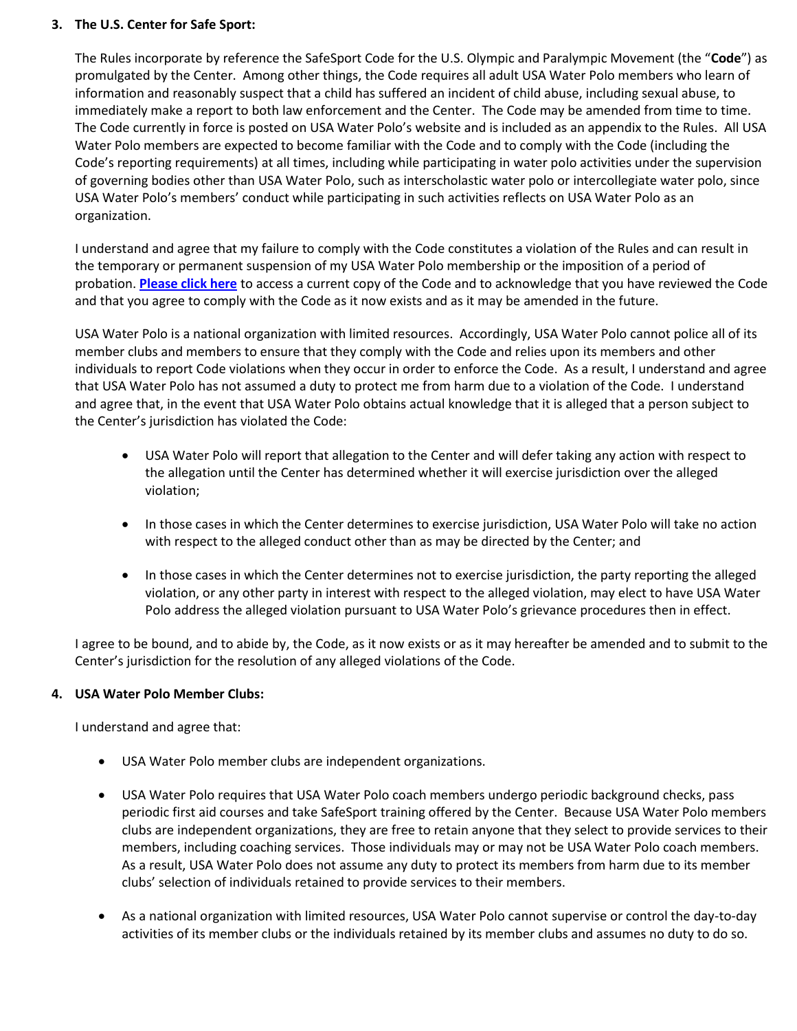**3. The U.S. Center for Safe Sport:**

The Rules incorporate by reference the SafeSport Code for the U.S. Olympic and Paralympic Movement (the "**Code**") as promulgated by the Center. Among other things, the Code requires all adult USA Water Polo members who learn of information and reasonably suspect that a child has suffered an incident of child abuse, including sexual abuse, to immediately make a report to both law enforcement and the Center. The Code may be amended from time to time. The Code currently in force is posted on USA Water Polo's website and is included as an appendix to the Rules. All USA Water Polo members are expected to become familiar with the Code and to comply with the Code (including the Code's reporting requirements) at all times, including while participating in water polo activities under the supervision of governing bodies other than USA Water Polo, such as interscholastic water polo or intercollegiate water polo, since USA Water Polo's members' conduct while participating in such activities reflects on USA Water Polo as an organization.

I understand and agree that my failure to comply with the Code constitutes a violation of the Rules and can result in the temporary or permanent suspension of my USA Water Polo membership or the imposition of a period of probation. **Please click here** to access a current copy of the Code and to acknowledge that you have reviewed the Code and that you agree to comply with the Code as it now exists and as it may be amended in the future.

USA Water Polo is a national organization with limited resources. Accordingly, USA Water Polo cannot police all of its member clubs and members to ensure that they comply with the Code and relies upon its members and other individuals to report Code violations when they occur in order to enforce the Code. As a result, I understand and agree that USA Water Polo has not assumed a duty to protect me from harm due to a violation of the Code. I understand and agree that, in the event that USA Water Polo obtains actual knowledge that it is alleged that a person subject to the Center's jurisdiction has violated the Code:

- USA Water Polo will report that allegation to the Center and will defer taking any action with respect to the allegation until the Center has determined whether it will exercise jurisdiction over the alleged violation;
- In those cases in which the Center determines to exercise jurisdiction, USA Water Polo will take no action with respect to the alleged conduct other than as may be directed by the Center; and
- In those cases in which the Center determines not to exercise jurisdiction, the party reporting the alleged violation, or any other party in interest with respect to the alleged violation, may elect to have USA Water Polo address the alleged violation pursuant to USA Water Polo's grievance procedures then in effect.

I agree to be bound, and to abide by, the Code, as it now exists or as it may hereafter be amended and to submit to the Center's jurisdiction for the resolution of any alleged violations of the Code.

**4. USA Water Polo Member Clubs:**

I understand and agree that:

- USA Water Polo member clubs are independent organizations.
- USA Water Polo requires that USA Water Polo coach members undergo periodic background checks, pass periodic first aid courses and take SafeSport training offered by the Center. Because USA Water Polo members clubs are independent organizations, they are free to retain anyone that they select to provide services to their members, including coaching services. Those individuals may or may not be USA Water Polo coach members. As a result, USA Water Polo does not assume any duty to protect its members from harm due to its member clubs' selection of individuals retained to provide services to their members.
- As a national organization with limited resources, USA Water Polo cannot supervise or control the day-to-day activities of its member clubs or the individuals retained by its member clubs and assumes no duty to do so.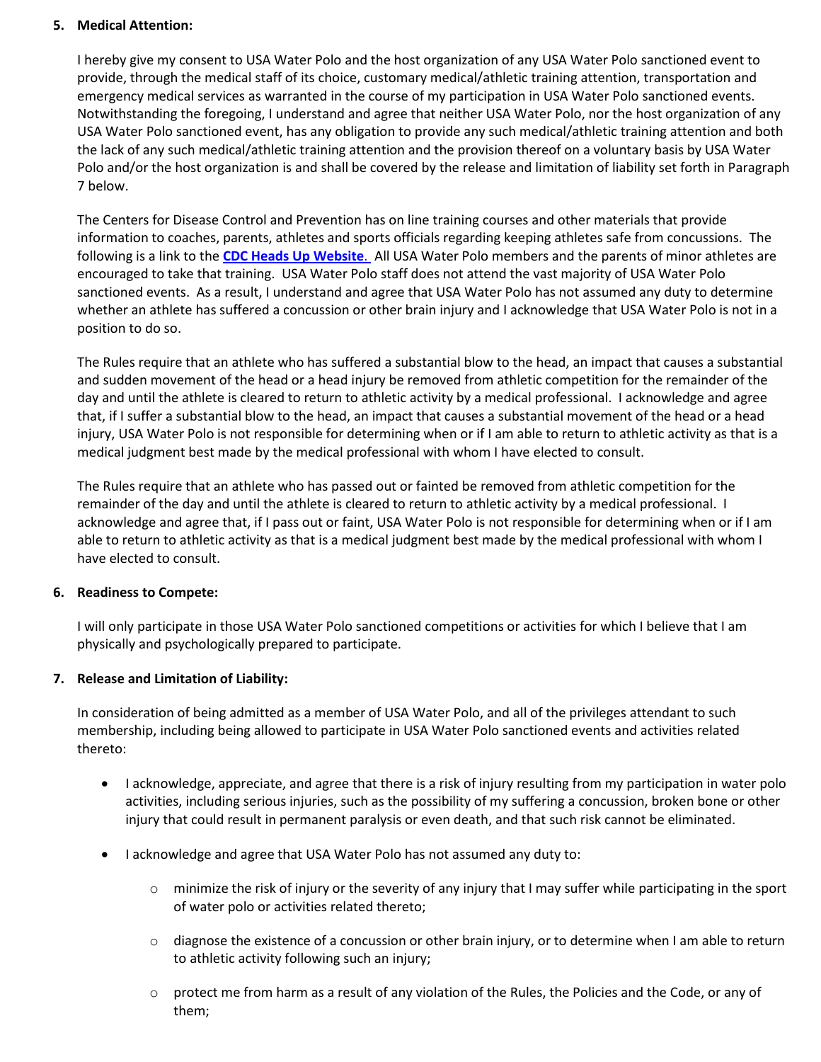5. **Medical Attention:**

   I hereby give my consent to USA Water Polo and the host organization of any USA Water Polo sanctioned event to provide, through the medical staff of its choice, customary medical/athletic training attention, transportation and emergency medical services as warranted in the course of my participation in USA Water Polo sanctioned events. Notwithstanding the foregoing, I understand and agree that neither USA Water Polo, nor the host organization of any USA Water Polo sanctioned event, has any obligation to provide any such medical/athletic training attention and both the lack of any such medical/athletic training attention and the provision thereof on a voluntary basis by USA Water Polo and/or the host organization is and shall be covered by the release and limitation of liability set forth in Paragraph 7 below.

   The Centers for Disease Control and Prevention has on line training courses and other materials that provide information to coaches, parents, athletes and sports officials regarding keeping athletes safe from concussions. The following is a link to the **CDC Heads Up Website**. All USA Water Polo members and the parents of minor athletes are encouraged to take that training. USA Water Polo staff does not attend the vast majority of USA Water Polo sanctioned events. As a result, I understand and agree that USA Water Polo has not assumed any duty to determine whether an athlete has suffered a concussion or other brain injury and I acknowledge that USA Water Polo is not in a position to do so.

   The Rules require that an athlete who has suffered a substantial blow to the head, an impact that causes a substantial and sudden movement of the head or a head injury be removed from athletic competition for the remainder of the day and until the athlete is cleared to return to athletic activity by a medical professional. I acknowledge and agree that, if I suffer a substantial blow to the head, an impact that causes a substantial movement of the head or a head injury, USA Water Polo is not responsible for determining when or if I am able to return to athletic activity as that is a medical judgment best made by the medical professional with whom I have elected to consult.

   The Rules require that an athlete who has passed out or fainted be removed from athletic competition for the remainder of the day and until the athlete is cleared to return to athletic activity by a medical professional. I acknowledge and agree that, if I pass out or faint, USA Water Polo is not responsible for determining when or if I am able to return to athletic activity as that is a medical judgment best made by the medical professional with whom I have elected to consult.

6. **Readiness to Compete:**

   I will only participate in those USA Water Polo sanctioned competitions or activities for which I believe that I am physically and psychologically prepared to participate.

7. **Release and Limitation of Liability:**

   In consideration of being admitted as a member of USA Water Polo, and all of the privileges attendant to such membership, including being allowed to participate in USA Water Polo sanctioned events and activities related thereto:

   - I acknowledge, appreciate, and agree that there is a risk of injury resulting from my participation in water polo activities, including serious injuries, such as the possibility of my suffering a concussion, broken bone or other injury that could result in permanent paralysis or even death, and that such risk cannot be eliminated.
   - I acknowledge and agree that USA Water Polo has not assumed any duty to:
     - minimize the risk of injury or the severity of any injury that I may suffer while participating in the sport of water polo or activities related thereto;
     - diagnose the existence of a concussion or other brain injury, or to determine when I am able to return to athletic activity following such an injury;
     - protect me from harm as a result of any violation of the Rules, the Policies and the Code, or any of them;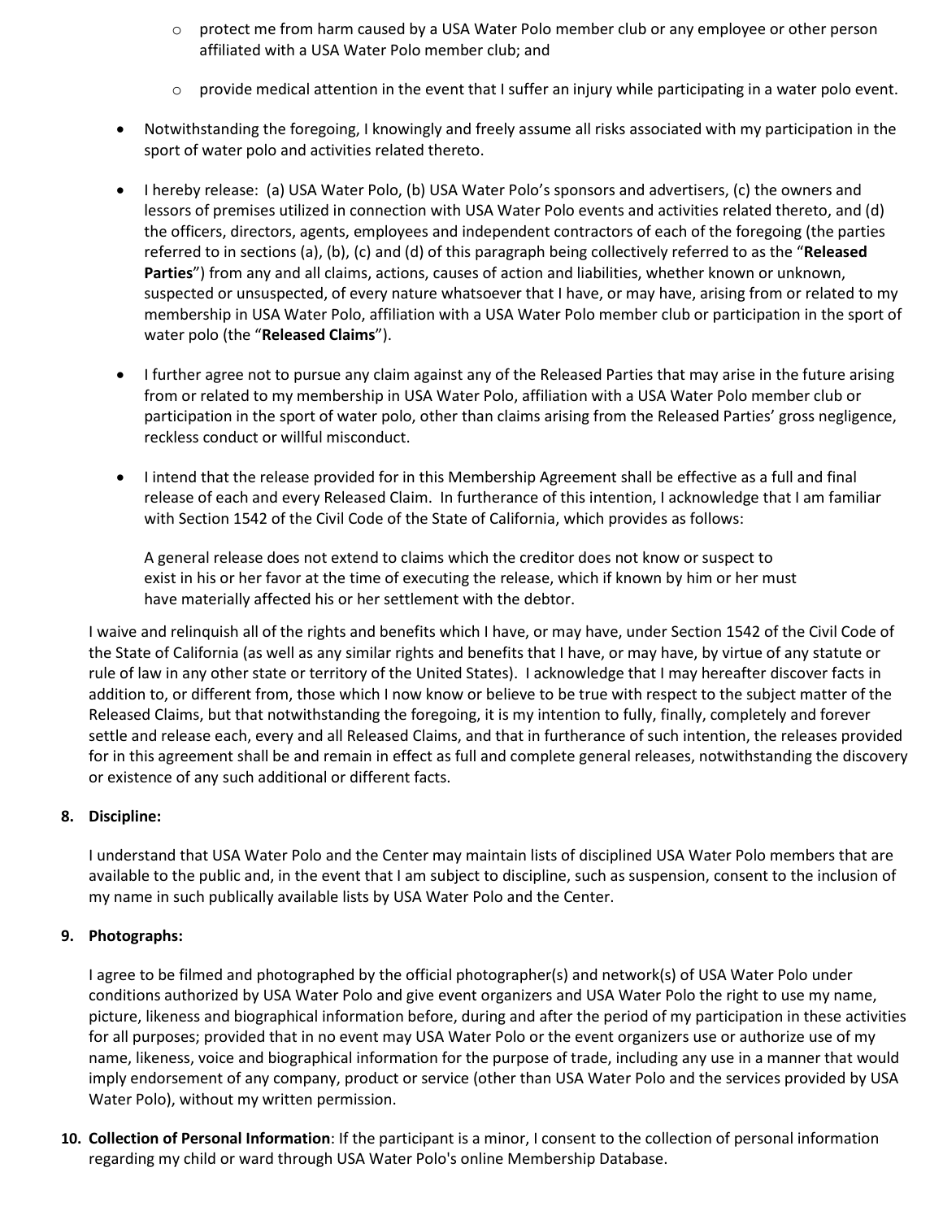- protect me from harm caused by a USA Water Polo member club or any employee or other person affiliated with a USA Water Polo member club; and
  - provide medical attention in the event that I suffer an injury while participating in a water polo event.

- Notwithstanding the foregoing, I knowingly and freely assume all risks associated with my participation in the sport of water polo and activities related thereto.

- I hereby release: (a) USA Water Polo, (b) USA Water Polo's sponsors and advertisers, (c) the owners and lessors of premises utilized in connection with USA Water Polo events and activities related thereto, and (d) the officers, directors, agents, employees and independent contractors of each of the foregoing (the parties referred to in sections (a), (b), (c) and (d) of this paragraph being collectively referred to as the "**Released Parties**") from any and all claims, actions, causes of action and liabilities, whether known or unknown, suspected or unsuspected, of every nature whatsoever that I have, or may have, arising from or related to my membership in USA Water Polo, affiliation with a USA Water Polo member club or participation in the sport of water polo (the "**Released Claims**").

- I further agree not to pursue any claim against any of the Released Parties that may arise in the future arising from or related to my membership in USA Water Polo, affiliation with a USA Water Polo member club or participation in the sport of water polo, other than claims arising from the Released Parties' gross negligence, reckless conduct or willful misconduct.

- I intend that the release provided for in this Membership Agreement shall be effective as a full and final release of each and every Released Claim. In furtherance of this intention, I acknowledge that I am familiar with Section 1542 of the Civil Code of the State of California, which provides as follows:

  A general release does not extend to claims which the creditor does not know or suspect to exist in his or her favor at the time of executing the release, which if known by him or her must have materially affected his or her settlement with the debtor.

I waive and relinquish all of the rights and benefits which I have, or may have, under Section 1542 of the Civil Code of the State of California (as well as any similar rights and benefits that I have, or may have, by virtue of any statute or rule of law in any other state or territory of the United States). I acknowledge that I may hereafter discover facts in addition to, or different from, those which I now know or believe to be true with respect to the subject matter of the Released Claims, but that notwithstanding the foregoing, it is my intention to fully, finally, completely and forever settle and release each, every and all Released Claims, and that in furtherance of such intention, the releases provided for in this agreement shall be and remain in effect as full and complete general releases, notwithstanding the discovery or existence of any such additional or different facts.

8. **Discipline:**

   I understand that USA Water Polo and the Center may maintain lists of disciplined USA Water Polo members that are available to the public and, in the event that I am subject to discipline, such as suspension, consent to the inclusion of my name in such publically available lists by USA Water Polo and the Center.

9. **Photographs:**

   I agree to be filmed and photographed by the official photographer(s) and network(s) of USA Water Polo under conditions authorized by USA Water Polo and give event organizers and USA Water Polo the right to use my name, picture, likeness and biographical information before, during and after the period of my participation in these activities for all purposes; provided that in no event may USA Water Polo or the event organizers use or authorize use of my name, likeness, voice and biographical information for the purpose of trade, including any use in a manner that would imply endorsement of any company, product or service (other than USA Water Polo and the services provided by USA Water Polo), without my written permission.

10. **Collection of Personal Information**: If the participant is a minor, I consent to the collection of personal information regarding my child or ward through USA Water Polo's online Membership Database.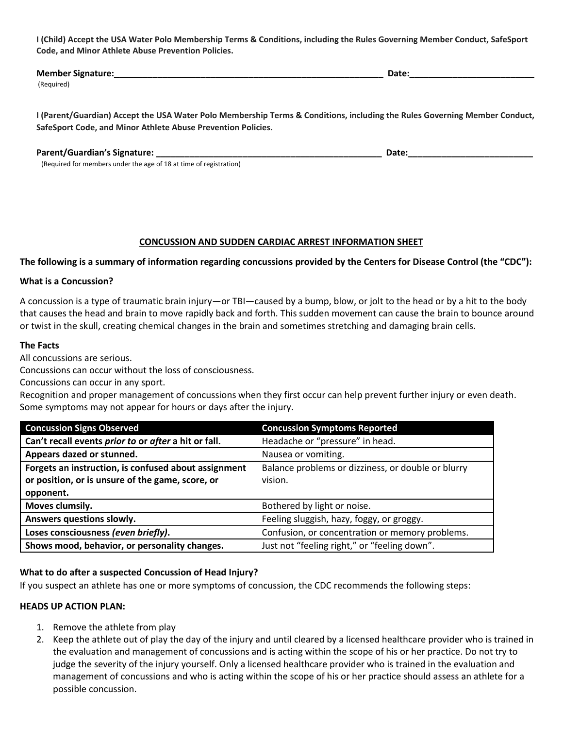**I (Child) Accept the USA Water Polo Membership Terms & Conditions, including the Rules Governing Member Conduct, SafeSport Code, and Minor Athlete Abuse Prevention Policies.**

**Member Signature:**\_\_\_\_\_\_\_\_\_\_\_\_\_\_\_\_\_\_\_\_\_\_\_\_\_\_\_\_\_\_\_\_\_\_\_\_\_\_\_\_\_\_\_\_\_\_\_\_\_\_\_\_\_\_\_\_\_\_ **Date:**\_\_\_\_\_\_\_\_\_\_\_\_\_\_\_\_\_\_\_\_\_\_\_\_\_\_
(Required)

**I (Parent/Guardian) Accept the USA Water Polo Membership Terms & Conditions, including the Rules Governing Member Conduct, SafeSport Code, and Minor Athlete Abuse Prevention Policies.**

**Parent/Guardian's Signature:** \_\_\_\_\_\_\_\_\_\_\_\_\_\_\_\_\_\_\_\_\_\_\_\_\_\_\_\_\_\_\_\_\_\_\_\_\_\_\_\_\_\_\_\_\_\_\_\_\_\_ **Date:**\_\_\_\_\_\_\_\_\_\_\_\_\_\_\_\_\_\_\_\_\_\_\_\_\_\_
(Required for members under the age of 18 at time of registration)

## CONCUSSION AND SUDDEN CARDIAC ARREST INFORMATION SHEET

**The following is a summary of information regarding concussions provided by the Centers for Disease Control (the "CDC"):**

**What is a Concussion?**

A concussion is a type of traumatic brain injury—or TBI—caused by a bump, blow, or jolt to the head or by a hit to the body that causes the head and brain to move rapidly back and forth. This sudden movement can cause the brain to bounce around or twist in the skull, creating chemical changes in the brain and sometimes stretching and damaging brain cells.

**The Facts**

All concussions are serious.
Concussions can occur without the loss of consciousness.
Concussions can occur in any sport.
Recognition and proper management of concussions when they first occur can help prevent further injury or even death.
Some symptoms may not appear for hours or days after the injury.

| Concussion Signs Observed | Concussion Symptoms Reported |
|---|---|
| **Can't recall events *prior to* or *after* a hit or fall.** | Headache or "pressure" in head. |
| **Appears dazed or stunned.** | Nausea or vomiting. |
| **Forgets an instruction, is confused about assignment or position, or is unsure of the game, score, or opponent.** | Balance problems or dizziness, or double or blurry vision. |
| **Moves clumsily.** | Bothered by light or noise. |
| **Answers questions slowly.** | Feeling sluggish, hazy, foggy, or groggy. |
| **Loses consciousness *(even briefly)*.** | Confusion, or concentration or memory problems. |
| **Shows mood, behavior, or personality changes.** | Just not "feeling right," or "feeling down". |

**What to do after a suspected Concussion of Head Injury?**
If you suspect an athlete has one or more symptoms of concussion, the CDC recommends the following steps:

**HEADS UP ACTION PLAN:**

1. Remove the athlete from play
2. Keep the athlete out of play the day of the injury and until cleared by a licensed healthcare provider who is trained in the evaluation and management of concussions and is acting within the scope of his or her practice. Do not try to judge the severity of the injury yourself. Only a licensed healthcare provider who is trained in the evaluation and management of concussions and who is acting within the scope of his or her practice should assess an athlete for a possible concussion.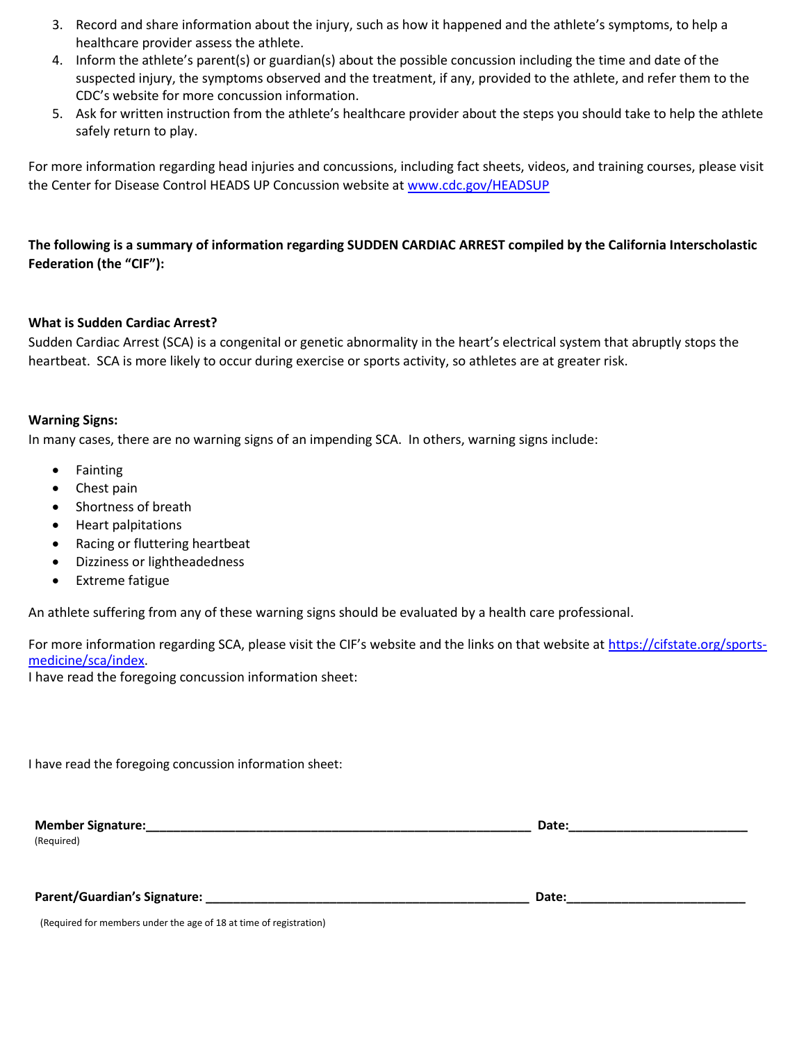3. Record and share information about the injury, such as how it happened and the athlete's symptoms, to help a healthcare provider assess the athlete.
4. Inform the athlete's parent(s) or guardian(s) about the possible concussion including the time and date of the suspected injury, the symptoms observed and the treatment, if any, provided to the athlete, and refer them to the CDC's website for more concussion information.
5. Ask for written instruction from the athlete's healthcare provider about the steps you should take to help the athlete safely return to play.

For more information regarding head injuries and concussions, including fact sheets, videos, and training courses, please visit the Center for Disease Control HEADS UP Concussion website at [www.cdc.gov/HEADSUP](www.cdc.gov/HEADSUP)

**The following is a summary of information regarding SUDDEN CARDIAC ARREST compiled by the California Interscholastic Federation (the "CIF"):**

**What is Sudden Cardiac Arrest?**

Sudden Cardiac Arrest (SCA) is a congenital or genetic abnormality in the heart's electrical system that abruptly stops the heartbeat. SCA is more likely to occur during exercise or sports activity, so athletes are at greater risk.

**Warning Signs:**

In many cases, there are no warning signs of an impending SCA. In others, warning signs include:

- Fainting
- Chest pain
- Shortness of breath
- Heart palpitations
- Racing or fluttering heartbeat
- Dizziness or lightheadedness
- Extreme fatigue

An athlete suffering from any of these warning signs should be evaluated by a health care professional.

For more information regarding SCA, please visit the CIF's website and the links on that website at [https://cifstate.org/sports-medicine/sca/index](https://cifstate.org/sports-medicine/sca/index).

I have read the foregoing concussion information sheet:

I have read the foregoing concussion information sheet:

**Member Signature:**\_\_\_\_\_\_\_\_\_\_\_\_\_\_\_\_\_\_\_\_\_\_\_\_\_\_\_\_\_\_\_\_\_\_\_\_\_\_\_\_\_\_\_\_\_\_\_\_ **Date:**\_\_\_\_\_\_\_\_\_\_\_\_\_\_\_\_\_\_\_\_\_\_
(Required)

**Parent/Guardian's Signature:** \_\_\_\_\_\_\_\_\_\_\_\_\_\_\_\_\_\_\_\_\_\_\_\_\_\_\_\_\_\_\_\_\_\_\_\_\_\_\_\_ **Date:**\_\_\_\_\_\_\_\_\_\_\_\_\_\_\_\_\_\_\_\_\_\_

(Required for members under the age of 18 at time of registration)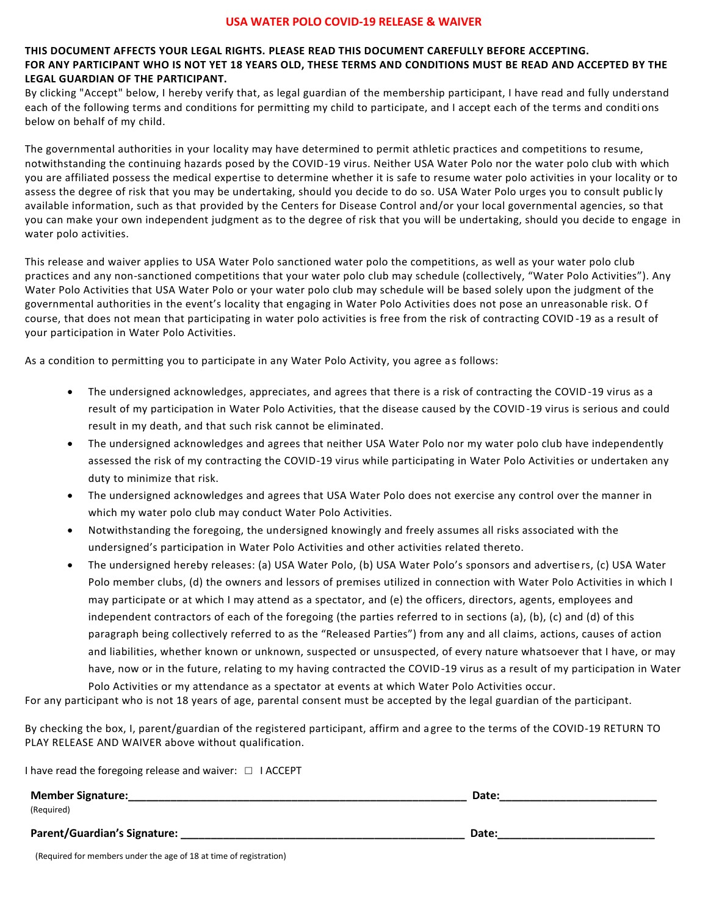# USA WATER POLO COVID-19 RELEASE & WAIVER

**THIS DOCUMENT AFFECTS YOUR LEGAL RIGHTS. PLEASE READ THIS DOCUMENT CAREFULLY BEFORE ACCEPTING. FOR ANY PARTICIPANT WHO IS NOT YET 18 YEARS OLD, THESE TERMS AND CONDITIONS MUST BE READ AND ACCEPTED BY THE LEGAL GUARDIAN OF THE PARTICIPANT.**

By clicking "Accept" below, I hereby verify that, as legal guardian of the membership participant, I have read and fully understand each of the following terms and conditions for permitting my child to participate, and I accept each of the terms and conditions below on behalf of my child.

The governmental authorities in your locality may have determined to permit athletic practices and competitions to resume, notwithstanding the continuing hazards posed by the COVID-19 virus. Neither USA Water Polo nor the water polo club with which you are affiliated possess the medical expertise to determine whether it is safe to resume water polo activities in your locality or to assess the degree of risk that you may be undertaking, should you decide to do so. USA Water Polo urges you to consult publicly available information, such as that provided by the Centers for Disease Control and/or your local governmental agencies, so that you can make your own independent judgment as to the degree of risk that you will be undertaking, should you decide to engage in water polo activities.

This release and waiver applies to USA Water Polo sanctioned water polo the competitions, as well as your water polo club practices and any non-sanctioned competitions that your water polo club may schedule (collectively, "Water Polo Activities"). Any Water Polo Activities that USA Water Polo or your water polo club may schedule will be based solely upon the judgment of the governmental authorities in the event's locality that engaging in Water Polo Activities does not pose an unreasonable risk. Of course, that does not mean that participating in water polo activities is free from the risk of contracting COVID-19 as a result of your participation in Water Polo Activities.

As a condition to permitting you to participate in any Water Polo Activity, you agree as follows:

- The undersigned acknowledges, appreciates, and agrees that there is a risk of contracting the COVID-19 virus as a result of my participation in Water Polo Activities, that the disease caused by the COVID-19 virus is serious and could result in my death, and that such risk cannot be eliminated.
- The undersigned acknowledges and agrees that neither USA Water Polo nor my water polo club have independently assessed the risk of my contracting the COVID-19 virus while participating in Water Polo Activities or undertaken any duty to minimize that risk.
- The undersigned acknowledges and agrees that USA Water Polo does not exercise any control over the manner in which my water polo club may conduct Water Polo Activities.
- Notwithstanding the foregoing, the undersigned knowingly and freely assumes all risks associated with the undersigned's participation in Water Polo Activities and other activities related thereto.
- The undersigned hereby releases: (a) USA Water Polo, (b) USA Water Polo's sponsors and advertisers, (c) USA Water Polo member clubs, (d) the owners and lessors of premises utilized in connection with Water Polo Activities in which I may participate or at which I may attend as a spectator, and (e) the officers, directors, agents, employees and independent contractors of each of the foregoing (the parties referred to in sections (a), (b), (c) and (d) of this paragraph being collectively referred to as the "Released Parties") from any and all claims, actions, causes of action and liabilities, whether known or unknown, suspected or unsuspected, of every nature whatsoever that I have, or may have, now or in the future, relating to my having contracted the COVID-19 virus as a result of my participation in Water Polo Activities or my attendance as a spectator at events at which Water Polo Activities occur.

For any participant who is not 18 years of age, parental consent must be accepted by the legal guardian of the participant.

By checking the box, I, parent/guardian of the registered participant, affirm and agree to the terms of the COVID-19 RETURN TO PLAY RELEASE AND WAIVER above without qualification.

I have read the foregoing release and waiver: ☐ I ACCEPT

**Member Signature:**\_\_\_\_\_\_\_\_\_\_\_\_\_\_\_\_\_\_\_\_\_\_\_\_\_\_\_\_\_\_\_\_\_\_\_\_\_\_\_\_ **Date:**\_\_\_\_\_\_\_\_\_\_\_\_\_\_\_\_\_\_\_\_
(Required)

**Parent/Guardian's Signature:** \_\_\_\_\_\_\_\_\_\_\_\_\_\_\_\_\_\_\_\_\_\_\_\_\_\_\_\_\_\_\_\_\_\_ **Date:**\_\_\_\_\_\_\_\_\_\_\_\_\_\_\_\_\_\_\_\_
(Required for members under the age of 18 at time of registration)